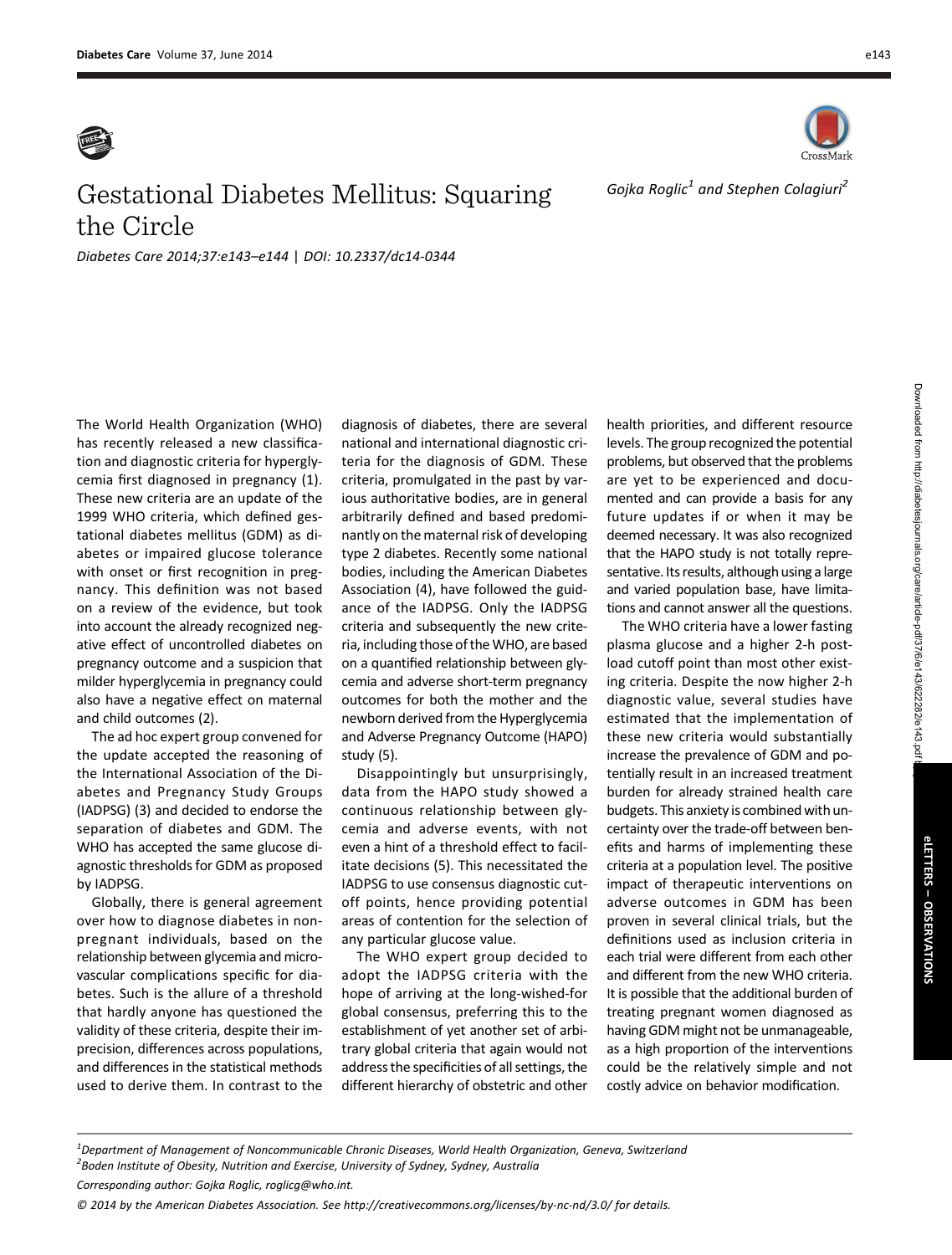# Gestational Diabetes Mellitus: Squaring the Circle

Gojka Roglic[1] and Stephen Colagiuri[2]

*Diabetes Care 2014;37:e143–e144 | DOI: 10.2337/dc14-0344*

The World Health Organization (WHO) has recently released a new classification and diagnostic criteria for hyperglycemia first diagnosed in pregnancy (1). These new criteria are an update of the 1999 WHO criteria, which defined gestational diabetes mellitus (GDM) as diabetes or impaired glucose tolerance with onset or first recognition in pregnancy. This definition was not based on a review of the evidence, but took into account the already recognized negative effect of uncontrolled diabetes on pregnancy outcome and a suspicion that milder hyperglycemia in pregnancy could also have a negative effect on maternal and child outcomes (2).

The ad hoc expert group convened for the update accepted the reasoning of the International Association of the Diabetes and Pregnancy Study Groups (IADPSG) (3) and decided to endorse the separation of diabetes and GDM. The WHO has accepted the same glucose diagnostic thresholds for GDM as proposed by IADPSG.

Globally, there is general agreement over how to diagnose diabetes in nonpregnant individuals, based on the relationship between glycemia and microvascular complications specific for diabetes. Such is the allure of a threshold that hardly anyone has questioned the validity of these criteria, despite their imprecision, differences across populations, and differences in the statistical methods used to derive them. In contrast to the diagnosis of diabetes, there are several national and international diagnostic criteria for the diagnosis of GDM. These criteria, promulgated in the past by various authoritative bodies, are in general arbitrarily defined and based predominantly on the maternal risk of developing type 2 diabetes. Recently some national bodies, including the American Diabetes Association (4), have followed the guidance of the IADPSG. Only the IADPSG criteria and subsequently the new criteria, including those of the WHO, are based on a quantified relationship between glycemia and adverse short-term pregnancy outcomes for both the mother and the newborn derived from the Hyperglycemia and Adverse Pregnancy Outcome (HAPO) study (5).

Disappointingly but unsurprisingly, data from the HAPO study showed a continuous relationship between glycemia and adverse events, with not even a hint of a threshold effect to facilitate decisions (5). This necessitated the IADPSG to use consensus diagnostic cutoff points, hence providing potential areas of contention for the selection of any particular glucose value.

The WHO expert group decided to adopt the IADPSG criteria with the hope of arriving at the long-wished-for global consensus, preferring this to the establishment of yet another set of arbitrary global criteria that again would not address the specificities of all settings, the different hierarchy of obstetric and other health priorities, and different resource levels. The group recognized the potential problems, but observed that the problems are yet to be experienced and documented and can provide a basis for any future updates if or when it may be deemed necessary. It was also recognized that the HAPO study is not totally representative. Its results, although using a large and varied population base, have limitations and cannot answer all the questions.

The WHO criteria have a lower fasting plasma glucose and a higher 2-h post-load cutoff point than most other existing criteria. Despite the now higher 2-h diagnostic value, several studies have estimated that the implementation of these new criteria would substantially increase the prevalence of GDM and potentially result in an increased treatment burden for already strained health care budgets. This anxiety is combined with uncertainty over the trade-off between benefits and harms of implementing these criteria at a population level. The positive impact of therapeutic interventions on adverse outcomes in GDM has been proven in several clinical trials, but the definitions used as inclusion criteria in each trial were different from each other and different from the new WHO criteria. It is possible that the additional burden of treating pregnant women diagnosed as having GDM might not be unmanageable, as a high proportion of the interventions could be the relatively simple and not costly advice on behavior modification.

[1]Department of Management of Noncommunicable Chronic Diseases, World Health Organization, Geneva, Switzerland

[2]Boden Institute of Obesity, Nutrition and Exercise, University of Sydney, Sydney, Australia

Corresponding author: Gojka Roglic, roglicg@who.int.

© 2014 by the American Diabetes Association. See http://creativecommons.org/licenses/by-nc-nd/3.0/ for details.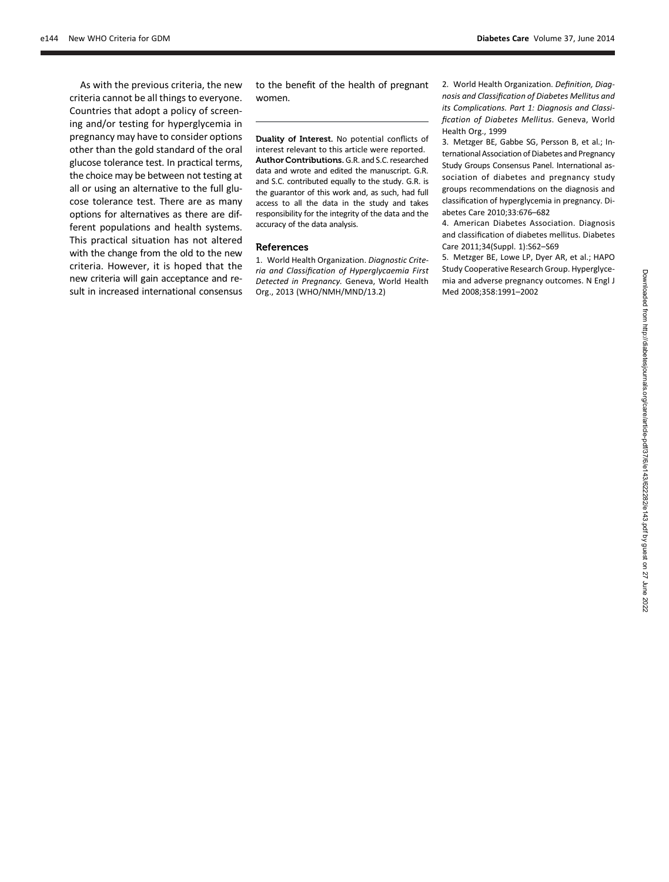As with the previous criteria, the new criteria cannot be all things to everyone. Countries that adopt a policy of screening and/or testing for hyperglycemia in pregnancy may have to consider options other than the gold standard of the oral glucose tolerance test. In practical terms, the choice may be between not testing at all or using an alternative to the full glucose tolerance test. There are as many options for alternatives as there are different populations and health systems. This practical situation has not altered with the change from the old to the new criteria. However, it is hoped that the new criteria will gain acceptance and result in increased international consensus to the benefit of the health of pregnant women.

**Duality of Interest.** No potential conflicts of interest relevant to this article were reported.

**Author Contributions.** G.R. and S.C. researched data and wrote and edited the manuscript. G.R. and S.C. contributed equally to the study. G.R. is the guarantor of this work and, as such, had full access to all the data in the study and takes responsibility for the integrity of the data and the accuracy of the data analysis.

## References

1. World Health Organization. *Diagnostic Criteria and Classification of Hyperglycaemia First Detected in Pregnancy*. Geneva, World Health Org., 2013 (WHO/NMH/MND/13.2)
2. World Health Organization. *Definition, Diagnosis and Classification of Diabetes Mellitus and its Complications. Part 1: Diagnosis and Classification of Diabetes Mellitus*. Geneva, World Health Org., 1999
3. Metzger BE, Gabbe SG, Persson B, et al.; International Association of Diabetes and Pregnancy Study Groups Consensus Panel. International association of diabetes and pregnancy study groups recommendations on the diagnosis and classification of hyperglycemia in pregnancy. Diabetes Care 2010;33:676–682
4. American Diabetes Association. Diagnosis and classification of diabetes mellitus. Diabetes Care 2011;34(Suppl. 1):S62–S69
5. Metzger BE, Lowe LP, Dyer AR, et al.; HAPO Study Cooperative Research Group. Hyperglycemia and adverse pregnancy outcomes. N Engl J Med 2008;358:1991–2002